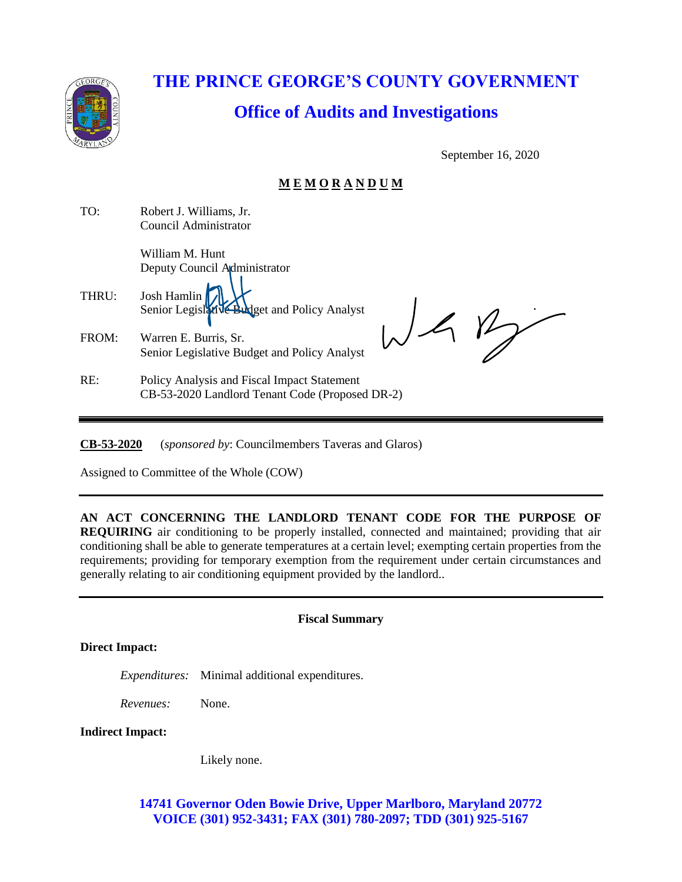# THE PRINCE GEORGE'S COUNTY GOVERNMENT

## Office of Audits and Investigations

September 16, 2020

**M E M O R A N D U M**

TO: Robert J. Williams, Jr.
Council Administrator

William M. Hunt
Deputy Council Administrator

THRU: Josh Hamlin
Senior Legislative Budget and Policy Analyst

FROM: Warren E. Burris, Sr.
Senior Legislative Budget and Policy Analyst

RE: Policy Analysis and Fiscal Impact Statement
CB-53-2020 Landlord Tenant Code (Proposed DR-2)

---

**CB-53-2020** (*sponsored by*: Councilmembers Taveras and Glaros)

Assigned to Committee of the Whole (COW)

---

**AN ACT CONCERNING THE LANDLORD TENANT CODE FOR THE PURPOSE OF REQUIRING** air conditioning to be properly installed, connected and maintained; providing that air conditioning shall be able to generate temperatures at a certain level; exempting certain properties from the requirements; providing for temporary exemption from the requirement under certain circumstances and generally relating to air conditioning equipment provided by the landlord..

---

**Fiscal Summary**

**Direct Impact:**

*Expenditures:* Minimal additional expenditures.

*Revenues:* None.

**Indirect Impact:**

Likely none.

**14741 Governor Oden Bowie Drive, Upper Marlboro, Maryland 20772**
**VOICE (301) 952-3431; FAX (301) 780-2097; TDD (301) 925-5167**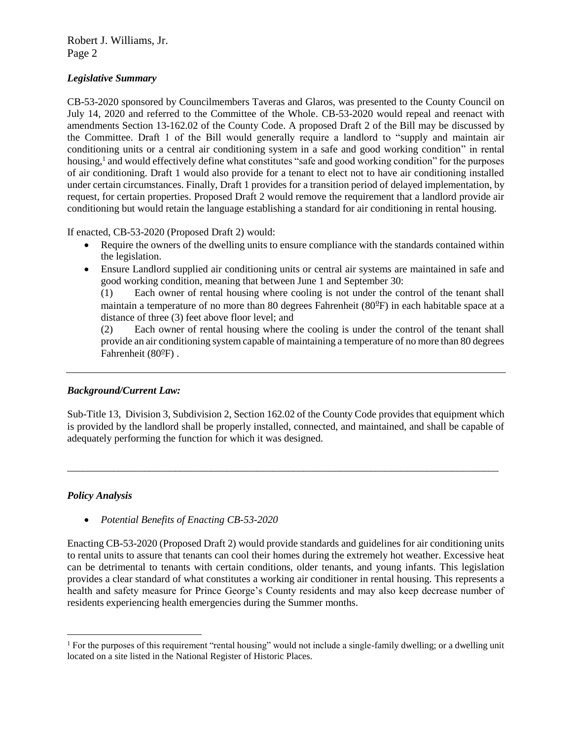### *Legislative Summary*

CB-53-2020 sponsored by Councilmembers Taveras and Glaros, was presented to the County Council on July 14, 2020 and referred to the Committee of the Whole. CB-53-2020 would repeal and reenact with amendments Section 13-162.02 of the County Code. A proposed Draft 2 of the Bill may be discussed by the Committee. Draft 1 of the Bill would generally require a landlord to "supply and maintain air conditioning units or a central air conditioning system in a safe and good working condition" in rental housing,[1] and would effectively define what constitutes "safe and good working condition" for the purposes of air conditioning. Draft 1 would also provide for a tenant to elect not to have air conditioning installed under certain circumstances. Finally, Draft 1 provides for a transition period of delayed implementation, by request, for certain properties. Proposed Draft 2 would remove the requirement that a landlord provide air conditioning but would retain the language establishing a standard for air conditioning in rental housing.

If enacted, CB-53-2020 (Proposed Draft 2) would:

- Require the owners of the dwelling units to ensure compliance with the standards contained within the legislation.
- Ensure Landlord supplied air conditioning units or central air systems are maintained in safe and good working condition, meaning that between June 1 and September 30:

  (1) Each owner of rental housing where cooling is not under the control of the tenant shall maintain a temperature of no more than 80 degrees Fahrenheit (80ºF) in each habitable space at a distance of three (3) feet above floor level; and

  (2) Each owner of rental housing where the cooling is under the control of the tenant shall provide an air conditioning system capable of maintaining a temperature of no more than 80 degrees Fahrenheit (80ºF) .

---

### *Background/Current Law:*

Sub-Title 13, Division 3, Subdivision 2, Section 162.02 of the County Code provides that equipment which is provided by the landlord shall be properly installed, connected, and maintained, and shall be capable of adequately performing the function for which it was designed.

---

### *Policy Analysis*

- *Potential Benefits of Enacting CB-53-2020*

Enacting CB-53-2020 (Proposed Draft 2) would provide standards and guidelines for air conditioning units to rental units to assure that tenants can cool their homes during the extremely hot weather. Excessive heat can be detrimental to tenants with certain conditions, older tenants, and young infants. This legislation provides a clear standard of what constitutes a working air conditioner in rental housing. This represents a health and safety measure for Prince George's County residents and may also keep decrease number of residents experiencing health emergencies during the Summer months.

---

[1] For the purposes of this requirement "rental housing" would not include a single-family dwelling; or a dwelling unit located on a site listed in the National Register of Historic Places.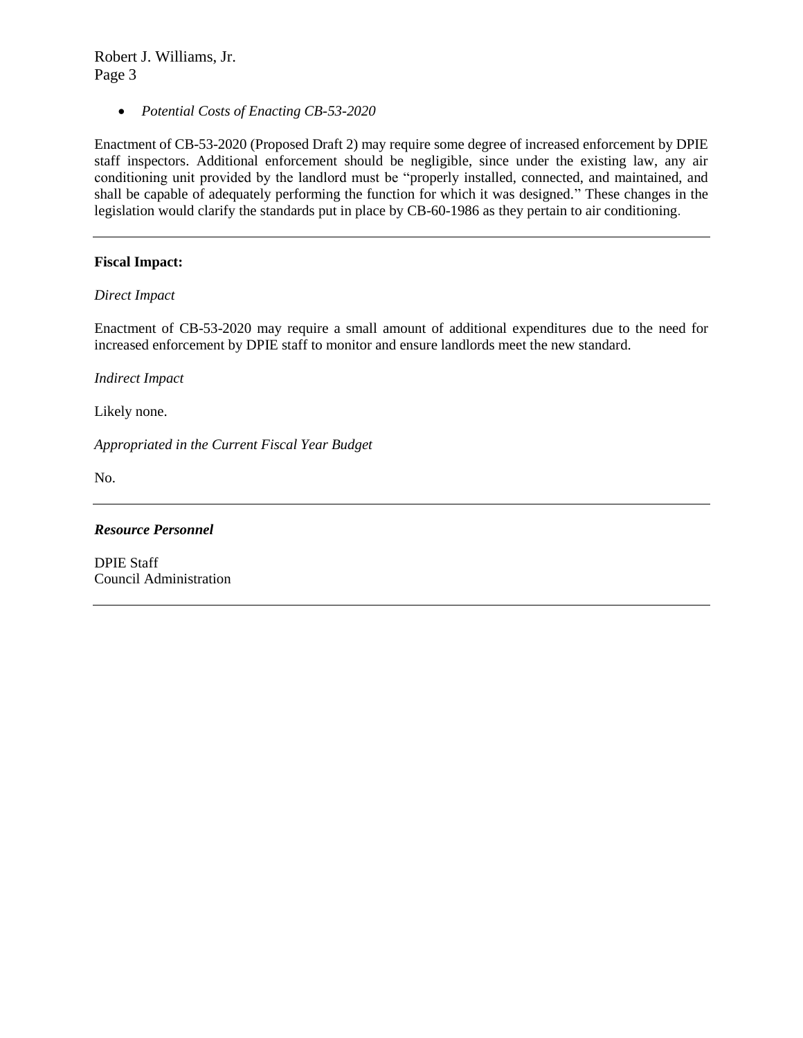- *Potential Costs of Enacting CB-53-2020*

Enactment of CB-53-2020 (Proposed Draft 2) may require some degree of increased enforcement by DPIE staff inspectors. Additional enforcement should be negligible, since under the existing law, any air conditioning unit provided by the landlord must be "properly installed, connected, and maintained, and shall be capable of adequately performing the function for which it was designed." These changes in the legislation would clarify the standards put in place by CB-60-1986 as they pertain to air conditioning.

---

**Fiscal Impact:**

*Direct Impact*

Enactment of CB-53-2020 may require a small amount of additional expenditures due to the need for increased enforcement by DPIE staff to monitor and ensure landlords meet the new standard.

*Indirect Impact*

Likely none.

*Appropriated in the Current Fiscal Year Budget*

No.

---

***Resource Personnel***

DPIE Staff
Council Administration

---